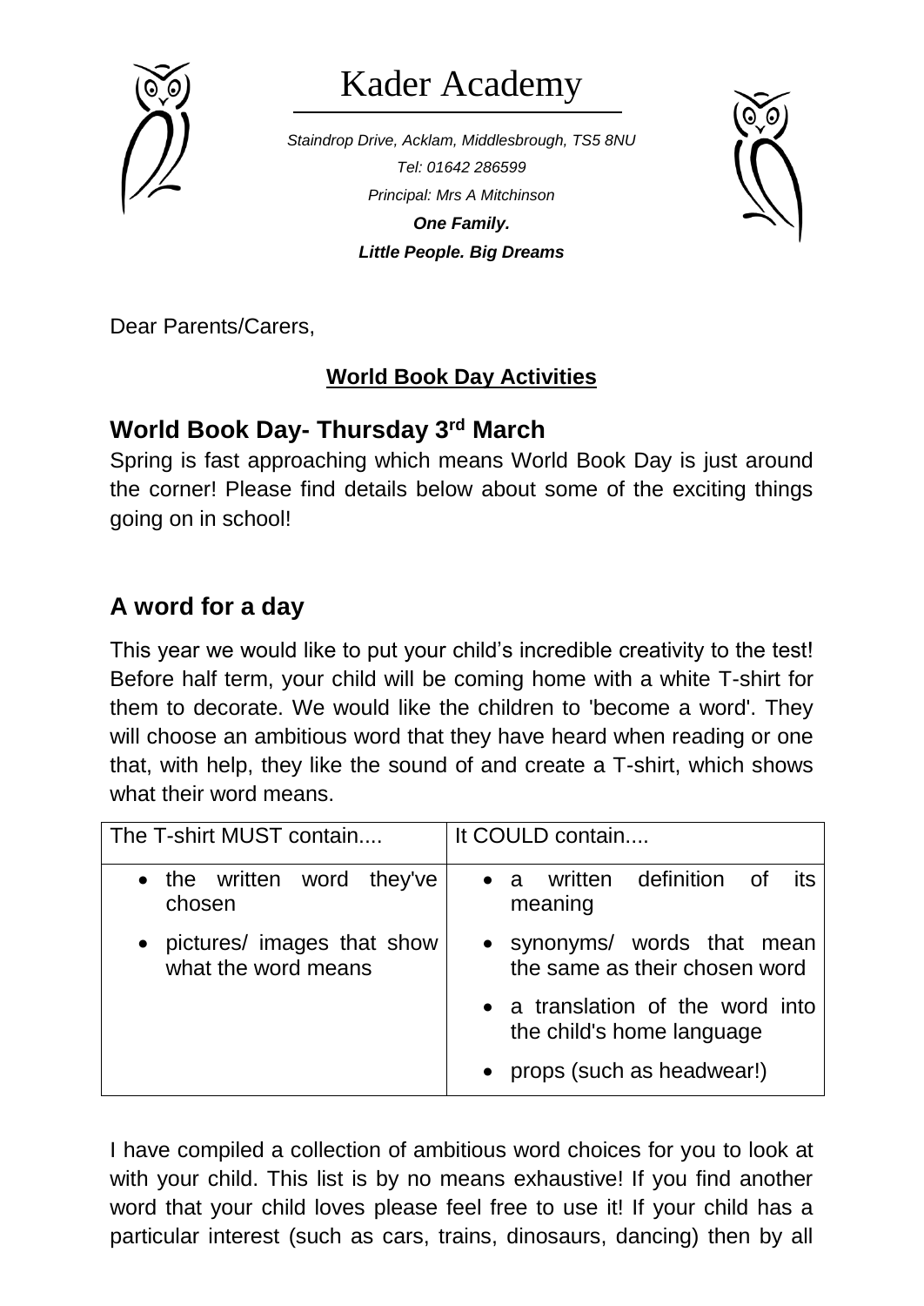# Kader Academy

*Staindrop Drive, Acklam, Middlesbrough, TS5 8NU*
*Tel: 01642 286599*
*Principal: Mrs A Mitchinson*
***One Family.***
***Little People. Big Dreams***

Dear Parents/Carers,

**World Book Day Activities**

## World Book Day- Thursday 3rd March

Spring is fast approaching which means World Book Day is just around the corner! Please find details below about some of the exciting things going on in school!

## A word for a day

This year we would like to put your child's incredible creativity to the test! Before half term, your child will be coming home with a white T-shirt for them to decorate. We would like the children to 'become a word'. They will choose an ambitious word that they have heard when reading or one that, with help, they like the sound of and create a T-shirt, which shows what their word means.

| The T-shirt MUST contain.... | It COULD contain.... |
|---|---|
| • the written word they've chosen<br>• pictures/ images that show what the word means | • a written definition of its meaning<br>• synonyms/ words that mean the same as their chosen word<br>• a translation of the word into the child's home language<br>• props (such as headwear!) |

I have compiled a collection of ambitious word choices for you to look at with your child. This list is by no means exhaustive! If you find another word that your child loves please feel free to use it! If your child has a particular interest (such as cars, trains, dinosaurs, dancing) then by all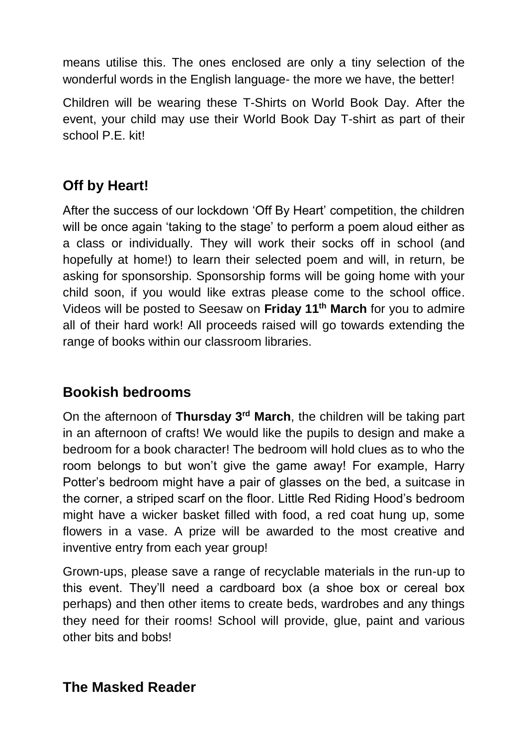means utilise this. The ones enclosed are only a tiny selection of the wonderful words in the English language- the more we have, the better!

Children will be wearing these T-Shirts on World Book Day. After the event, your child may use their World Book Day T-shirt as part of their school P.E. kit!

## Off by Heart!

After the success of our lockdown 'Off By Heart' competition, the children will be once again 'taking to the stage' to perform a poem aloud either as a class or individually. They will work their socks off in school (and hopefully at home!) to learn their selected poem and will, in return, be asking for sponsorship. Sponsorship forms will be going home with your child soon, if you would like extras please come to the school office. Videos will be posted to Seesaw on **Friday 11th March** for you to admire all of their hard work! All proceeds raised will go towards extending the range of books within our classroom libraries.

## Bookish bedrooms

On the afternoon of **Thursday 3rd March**, the children will be taking part in an afternoon of crafts! We would like the pupils to design and make a bedroom for a book character! The bedroom will hold clues as to who the room belongs to but won't give the game away! For example, Harry Potter's bedroom might have a pair of glasses on the bed, a suitcase in the corner, a striped scarf on the floor. Little Red Riding Hood's bedroom might have a wicker basket filled with food, a red coat hung up, some flowers in a vase. A prize will be awarded to the most creative and inventive entry from each year group!

Grown-ups, please save a range of recyclable materials in the run-up to this event. They'll need a cardboard box (a shoe box or cereal box perhaps) and then other items to create beds, wardrobes and any things they need for their rooms! School will provide, glue, paint and various other bits and bobs!

## The Masked Reader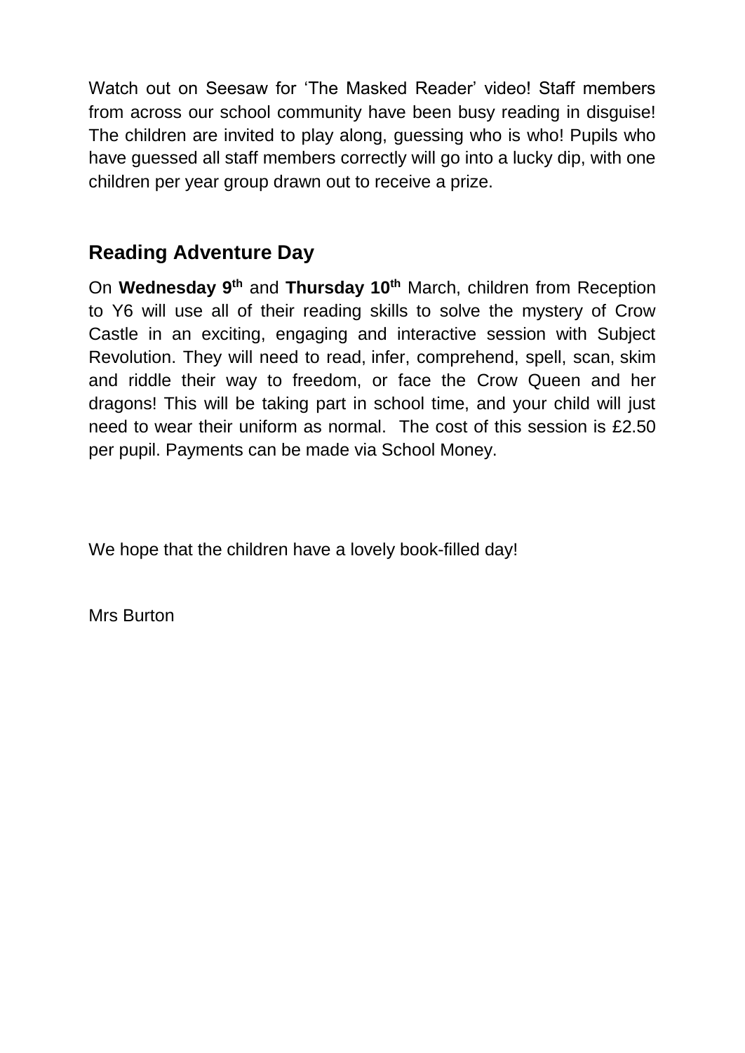Watch out on Seesaw for 'The Masked Reader' video! Staff members from across our school community have been busy reading in disguise! The children are invited to play along, guessing who is who! Pupils who have guessed all staff members correctly will go into a lucky dip, with one children per year group drawn out to receive a prize.

## Reading Adventure Day

On **Wednesday 9th** and **Thursday 10th** March, children from Reception to Y6 will use all of their reading skills to solve the mystery of Crow Castle in an exciting, engaging and interactive session with Subject Revolution. They will need to read, infer, comprehend, spell, scan, skim and riddle their way to freedom, or face the Crow Queen and her dragons! This will be taking part in school time, and your child will just need to wear their uniform as normal. The cost of this session is £2.50 per pupil. Payments can be made via School Money.

We hope that the children have a lovely book-filled day!

Mrs Burton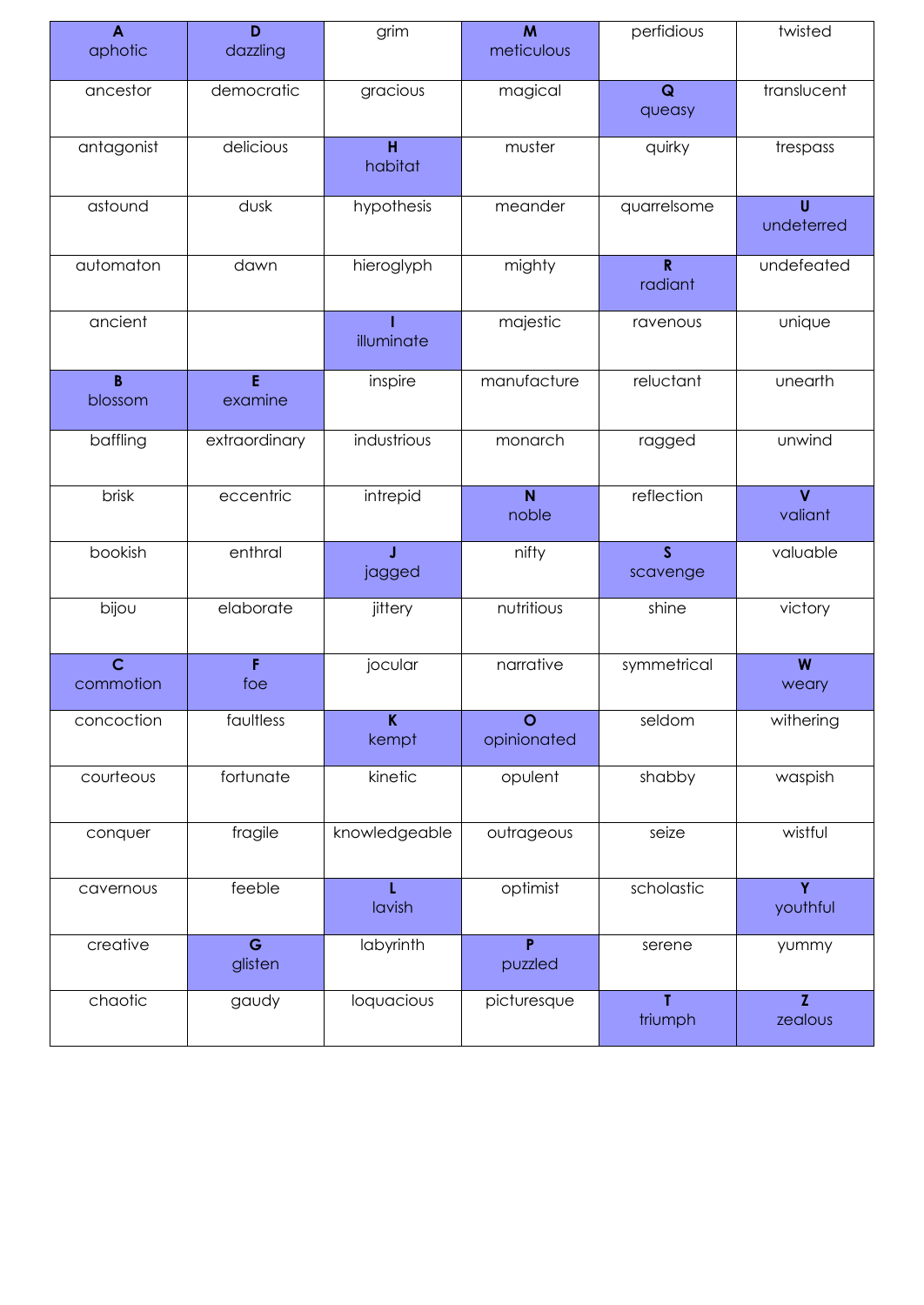| | | | | | |
|---|---|---|---|---|---|
| **A** aphotic | **D** dazzling | grim | **M** meticulous | perfidious | twisted |
| ancestor | democratic | gracious | magical | **Q** queasy | translucent |
| antagonist | delicious | **H** habitat | muster | quirky | trespass |
| astound | dusk | hypothesis | meander | quarrelsome | **U** undeterred |
| automaton | dawn | hieroglyph | mighty | **R** radiant | undefeated |
| ancient | | **I** illuminate | majestic | ravenous | unique |
| **B** blossom | **E** examine | inspire | manufacture | reluctant | unearth |
| baffling | extraordinary | industrious | monarch | ragged | unwind |
| brisk | eccentric | intrepid | **N** noble | reflection | **V** valiant |
| bookish | enthral | **J** jagged | nifty | **S** scavenge | valuable |
| bijou | elaborate | jittery | nutritious | shine | victory |
| **C** commotion | **F** foe | jocular | narrative | symmetrical | **W** weary |
| concoction | faultless | **K** kempt | **O** opinionated | seldom | withering |
| courteous | fortunate | kinetic | opulent | shabby | waspish |
| conquer | fragile | knowledgeable | outrageous | seize | wistful |
| cavernous | feeble | **L** lavish | optimist | scholastic | **Y** youthful |
| creative | **G** glisten | labyrinth | **P** puzzled | serene | yummy |
| chaotic | gaudy | loquacious | picturesque | **T** triumph | **Z** zealous |